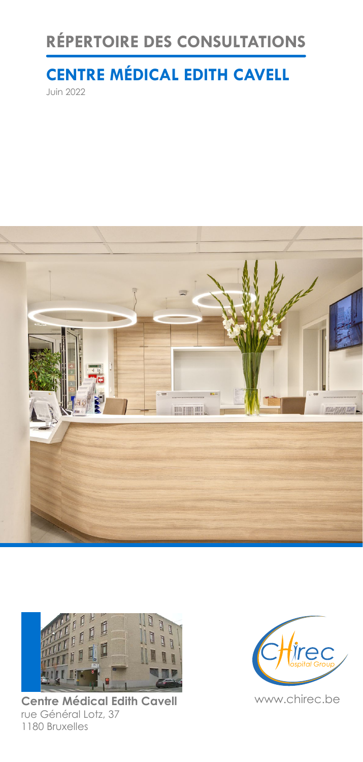# RÉPERTOIRE DES CONSULTATIONS

## CENTRE MÉDICAL EDITH CAVELL

Juin 2022

**Centre Médical Edith Cavell**
rue Général Lotz, 37
1180 Bruxelles

www.chirec.be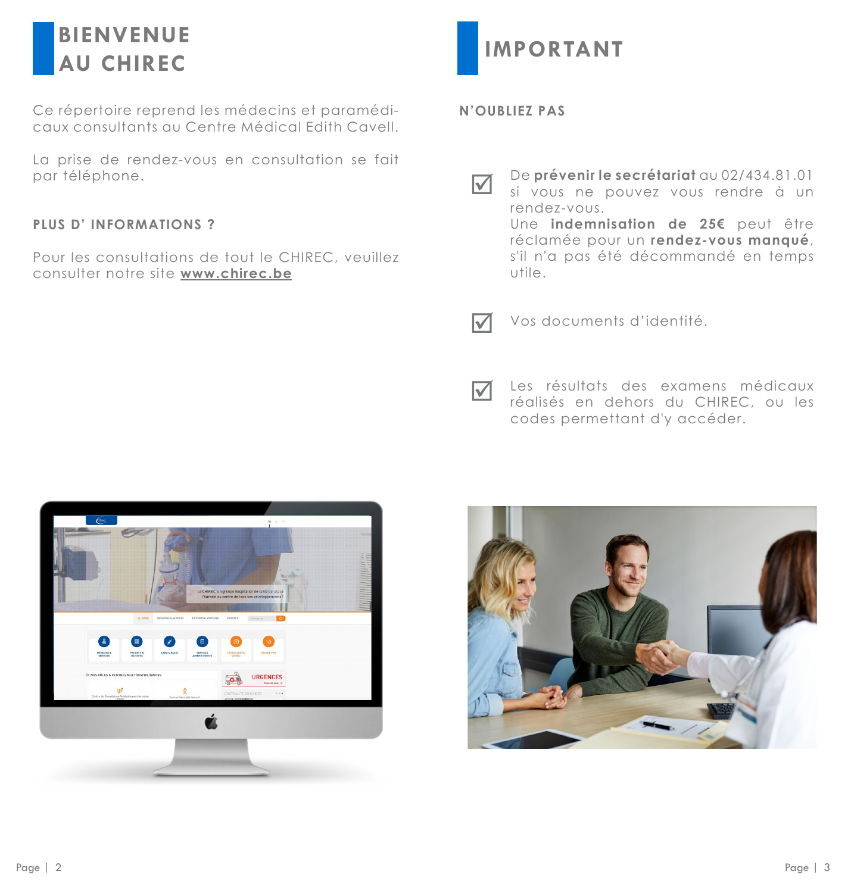# BIENVENUE AU CHIREC

Ce répertoire reprend les médecins et paramédicaux consultants au Centre Médical Edith Cavell.

La prise de rendez-vous en consultation se fait par téléphone.

### PLUS D' INFORMATIONS ?

Pour les consultations de tout le CHIREC, veuillez consulter notre site **www.chirec.be**

# IMPORTANT

### N'OUBLIEZ PAS

- ☑ De **prévenir le secrétariat** au 02/434.81.01 si vous ne pouvez vous rendre à un rendez-vous.
  Une **indemnisation de 25€** peut être réclamée pour un **rendez-vous manqué**, s'il n'a pas été décommandé en temps utile.
- ☑ Vos documents d'identité.
- ☑ Les résultats des examens médicaux réalisés en dehors du CHIREC, ou les codes permettant d'y accéder.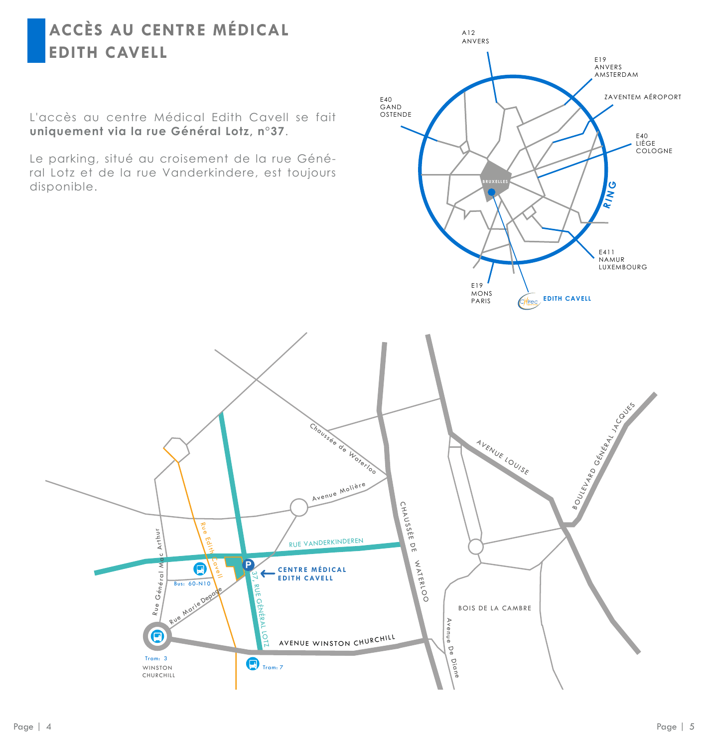# ACCÈS AU CENTRE MÉDICAL EDITH CAVELL

L'accès au centre Médical Edith Cavell se fait **uniquement via la rue Général Lotz, n°37**.

Le parking, situé au croisement de la rue Général Lotz et de la rue Vanderkindere, est toujours disponible.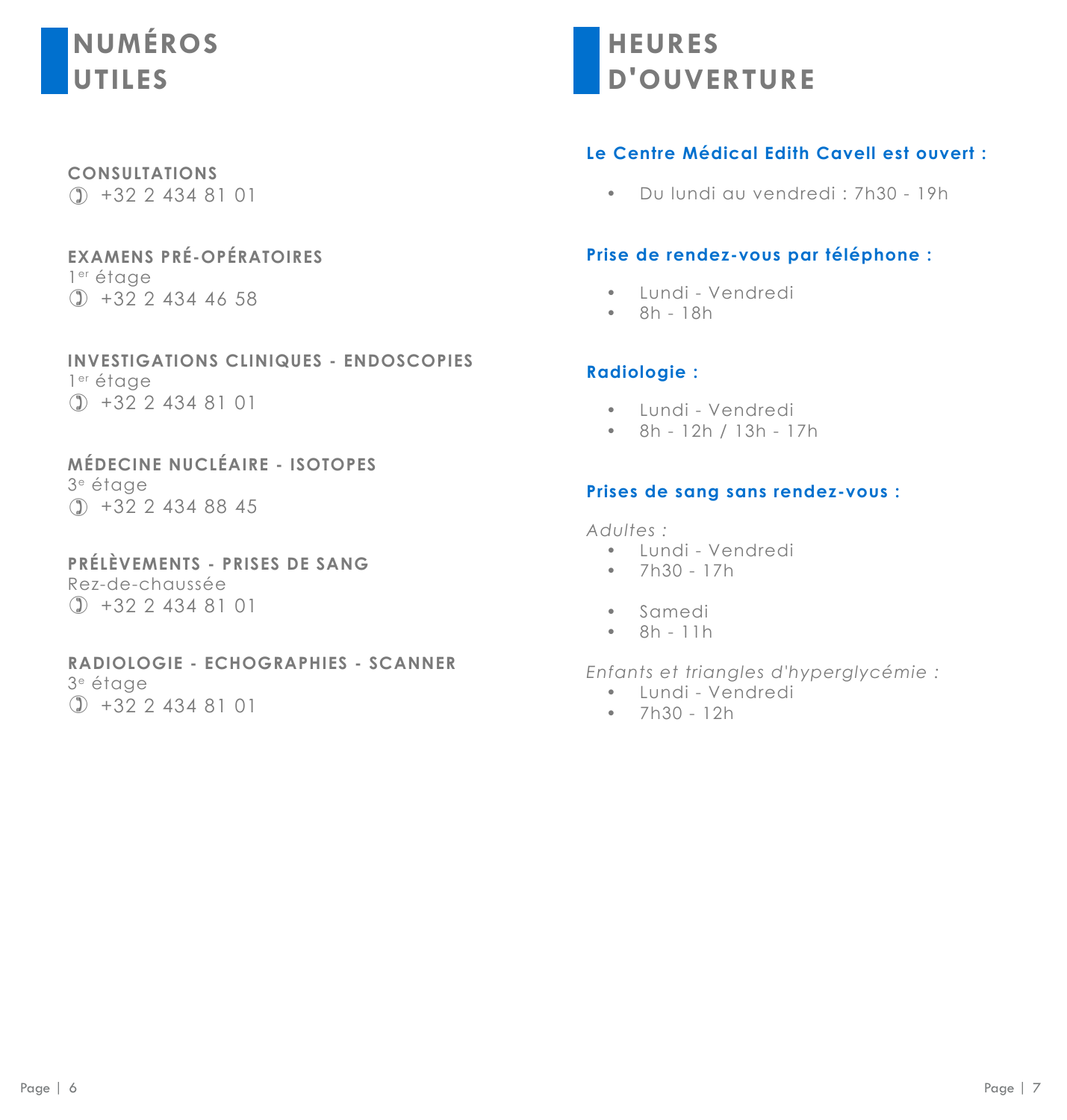# NUMÉROS UTILES

**CONSULTATIONS**
✆ +32 2 434 81 01

**EXAMENS PRÉ-OPÉRATOIRES**
1er étage
✆ +32 2 434 46 58

**INVESTIGATIONS CLINIQUES - ENDOSCOPIES**
1er étage
✆ +32 2 434 81 01

**MÉDECINE NUCLÉAIRE - ISOTOPES**
3e étage
✆ +32 2 434 88 45

**PRÉLÈVEMENTS - PRISES DE SANG**
Rez-de-chaussée
✆ +32 2 434 81 01

**RADIOLOGIE - ECHOGRAPHIES - SCANNER**
3e étage
✆ +32 2 434 81 01

# HEURES D'OUVERTURE

**Le Centre Médical Edith Cavell est ouvert :**

- Du lundi au vendredi : 7h30 - 19h

**Prise de rendez-vous par téléphone :**

- Lundi - Vendredi
- 8h - 18h

**Radiologie :**

- Lundi - Vendredi
- 8h - 12h / 13h - 17h

**Prises de sang sans rendez-vous :**

*Adultes :*

- Lundi - Vendredi
- 7h30 - 17h

- Samedi
- 8h - 11h

*Enfants et triangles d'hyperglycémie :*

- Lundi - Vendredi
- 7h30 - 12h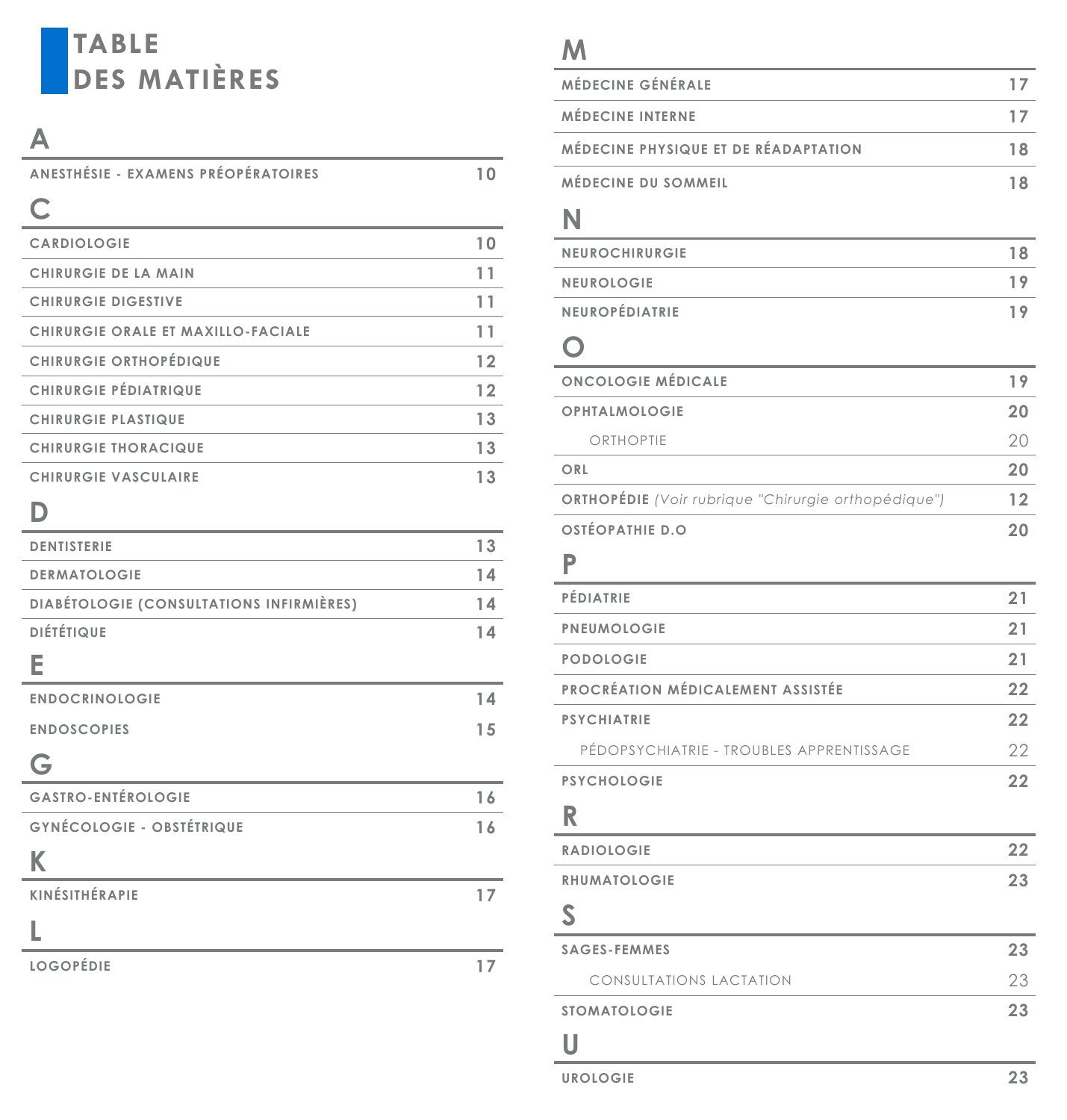# TABLE DES MATIÈRES

## A

| | |
|---|---|
| ANESTHÉSIE - EXAMENS PRÉOPÉRATOIRES | 10 |

## C

| | |
|---|---|
| CARDIOLOGIE | 10 |
| CHIRURGIE DE LA MAIN | 11 |
| CHIRURGIE DIGESTIVE | 11 |
| CHIRURGIE ORALE ET MAXILLO-FACIALE | 11 |
| CHIRURGIE ORTHOPÉDIQUE | 12 |
| CHIRURGIE PÉDIATRIQUE | 12 |
| CHIRURGIE PLASTIQUE | 13 |
| CHIRURGIE THORACIQUE | 13 |
| CHIRURGIE VASCULAIRE | 13 |

## D

| | |
|---|---|
| DENTISTERIE | 13 |
| DERMATOLOGIE | 14 |
| DIABÉTOLOGIE (CONSULTATIONS INFIRMIÈRES) | 14 |
| DIÉTÉTIQUE | 14 |

## E

| | |
|---|---|
| ENDOCRINOLOGIE | 14 |
| ENDOSCOPIES | 15 |

## G

| | |
|---|---|
| GASTRO-ENTÉROLOGIE | 16 |
| GYNÉCOLOGIE - OBSTÉTRIQUE | 16 |

## K

| | |
|---|---|
| KINÉSITHÉRAPIE | 17 |

## L

| | |
|---|---|
| LOGOPÉDIE | 17 |

## M

| | |
|---|---|
| MÉDECINE GÉNÉRALE | 17 |
| MÉDECINE INTERNE | 17 |
| MÉDECINE PHYSIQUE ET DE RÉADAPTATION | 18 |
| MÉDECINE DU SOMMEIL | 18 |

## N

| | |
|---|---|
| NEUROCHIRURGIE | 18 |
| NEUROLOGIE | 19 |
| NEUROPÉDIATRIE | 19 |

## O

| | |
|---|---|
| ONCOLOGIE MÉDICALE | 19 |
| OPHTALMOLOGIE | 20 |
| ORTHOPTIE | 20 |
| ORL | 20 |
| ORTHOPÉDIE *(Voir rubrique "Chirurgie orthopédique")* | 12 |
| OSTÉOPATHIE D.O | 20 |

## P

| | |
|---|---|
| PÉDIATRIE | 21 |
| PNEUMOLOGIE | 21 |
| PODOLOGIE | 21 |
| PROCRÉATION MÉDICALEMENT ASSISTÉE | 22 |
| PSYCHIATRIE | 22 |
| PÉDOPSYCHIATRIE - TROUBLES APPRENTISSAGE | 22 |
| PSYCHOLOGIE | 22 |

## R

| | |
|---|---|
| RADIOLOGIE | 22 |
| RHUMATOLOGIE | 23 |

## S

| | |
|---|---|
| SAGES-FEMMES | 23 |
| CONSULTATIONS LACTATION | 23 |
| STOMATOLOGIE | 23 |

## U

| | |
|---|---|
| UROLOGIE | 23 |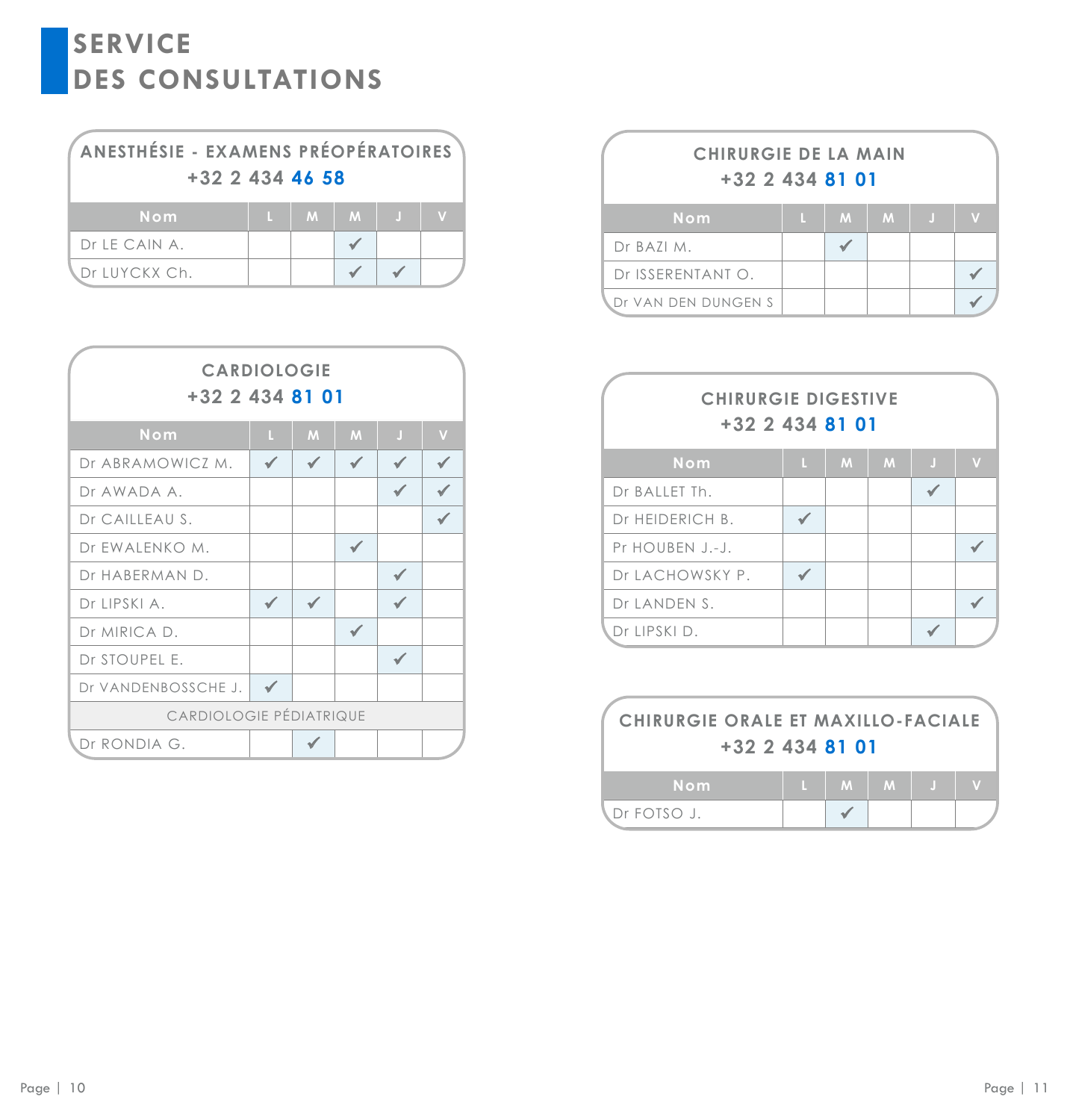# SERVICE DES CONSULTATIONS

## ANESTHÉSIE - EXAMENS PRÉOPÉRATOIRES

**+32 2 434 46 58**

| Nom | L | M | M | J | V |
|---|---|---|---|---|---|
| Dr LE CAIN A. | | | ✓ | | |
| Dr LUYCKX Ch. | | | ✓ | ✓ | |

## CARDIOLOGIE

**+32 2 434 81 01**

| Nom | L | M | M | J | V |
|---|---|---|---|---|---|
| Dr ABRAMOWICZ M. | ✓ | ✓ | ✓ | ✓ | ✓ |
| Dr AWADA A. | | | | ✓ | ✓ |
| Dr CAILLEAU S. | | | | | ✓ |
| Dr EWALENKO M. | | | ✓ | | |
| Dr HABERMAN D. | | | | ✓ | |
| Dr LIPSKI A. | ✓ | ✓ | | ✓ | |
| Dr MIRICA D. | | | ✓ | | |
| Dr STOUPEL E. | | | | ✓ | |
| Dr VANDENBOSSCHE J. | ✓ | | | | |
| CARDIOLOGIE PÉDIATRIQUE | | | | | |
| Dr RONDIA G. | | ✓ | | | |

## CHIRURGIE DE LA MAIN

**+32 2 434 81 01**

| Nom | L | M | M | J | V |
|---|---|---|---|---|---|
| Dr BAZI M. | | ✓ | | | |
| Dr ISSERENTANT O. | | | | | ✓ |
| Dr VAN DEN DUNGEN S | | | | | ✓ |

## CHIRURGIE DIGESTIVE

**+32 2 434 81 01**

| Nom | L | M | M | J | V |
|---|---|---|---|---|---|
| Dr BALLET Th. | | | | ✓ | |
| Dr HEIDERICH B. | ✓ | | | | |
| Pr HOUBEN J.-J. | | | | | ✓ |
| Dr LACHOWSKY P. | ✓ | | | | |
| Dr LANDEN S. | | | | | ✓ |
| Dr LIPSKI D. | | | | ✓ | |

## CHIRURGIE ORALE ET MAXILLO-FACIALE

**+32 2 434 81 01**

| Nom | L | M | M | J | V |
|---|---|---|---|---|---|
| Dr FOTSO J. | | ✓ | | | |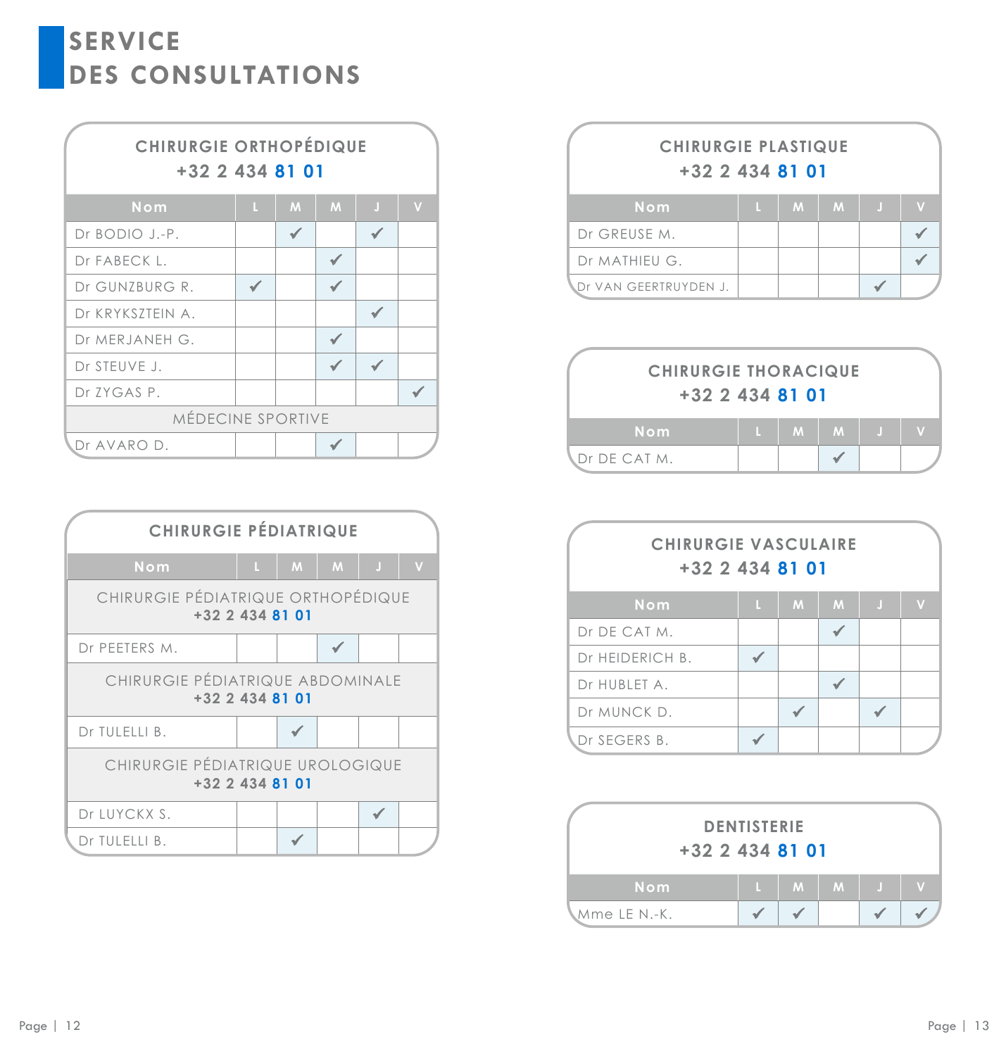# SERVICE DES CONSULTATIONS

## CHIRURGIE ORTHOPÉDIQUE
**+32 2 434 81 01**

| Nom | L | M | M | J | V |
|---|---|---|---|---|---|
| Dr BODIO J.-P. | | ✓ | | ✓ | |
| Dr FABECK L. | | | ✓ | | |
| Dr GUNZBURG R. | ✓ | | ✓ | | |
| Dr KRYKSZTEIN A. | | | | ✓ | |
| Dr MERJANEH G. | | | ✓ | | |
| Dr STEUVE J. | | | ✓ | ✓ | |
| Dr ZYGAS P. | | | | | ✓ |
| MÉDECINE SPORTIVE | | | | | |
| Dr AVARO D. | | | ✓ | | |

## CHIRURGIE PÉDIATRIQUE

| Nom | L | M | M | J | V |
|---|---|---|---|---|---|
| CHIRURGIE PÉDIATRIQUE ORTHOPÉDIQUE +32 2 434 81 01 | | | | | |
| Dr PEETERS M. | | | ✓ | | |
| CHIRURGIE PÉDIATRIQUE ABDOMINALE +32 2 434 81 01 | | | | | |
| Dr TULELLI B. | | ✓ | | | |
| CHIRURGIE PÉDIATRIQUE UROLOGIQUE +32 2 434 81 01 | | | | | |
| Dr LUYCKX S. | | | | ✓ | |
| Dr TULELLI B. | | ✓ | | | |

## CHIRURGIE PLASTIQUE
**+32 2 434 81 01**

| Nom | L | M | M | J | V |
|---|---|---|---|---|---|
| Dr GREUSE M. | | | | | ✓ |
| Dr MATHIEU G. | | | | | ✓ |
| Dr VAN GEERTRUYDEN J. | | | | ✓ | |

## CHIRURGIE THORACIQUE
**+32 2 434 81 01**

| Nom | L | M | M | J | V |
|---|---|---|---|---|---|
| Dr DE CAT M. | | | ✓ | | |

## CHIRURGIE VASCULAIRE
**+32 2 434 81 01**

| Nom | L | M | M | J | V |
|---|---|---|---|---|---|
| Dr DE CAT M. | | | ✓ | | |
| Dr HEIDERICH B. | ✓ | | | | |
| Dr HUBLET A. | | | ✓ | | |
| Dr MUNCK D. | | ✓ | | ✓ | |
| Dr SEGERS B. | ✓ | | | | |

## DENTISTERIE
**+32 2 434 81 01**

| Nom | L | M | M | J | V |
|---|---|---|---|---|---|
| Mme LE N.-K. | ✓ | ✓ | | ✓ | ✓ |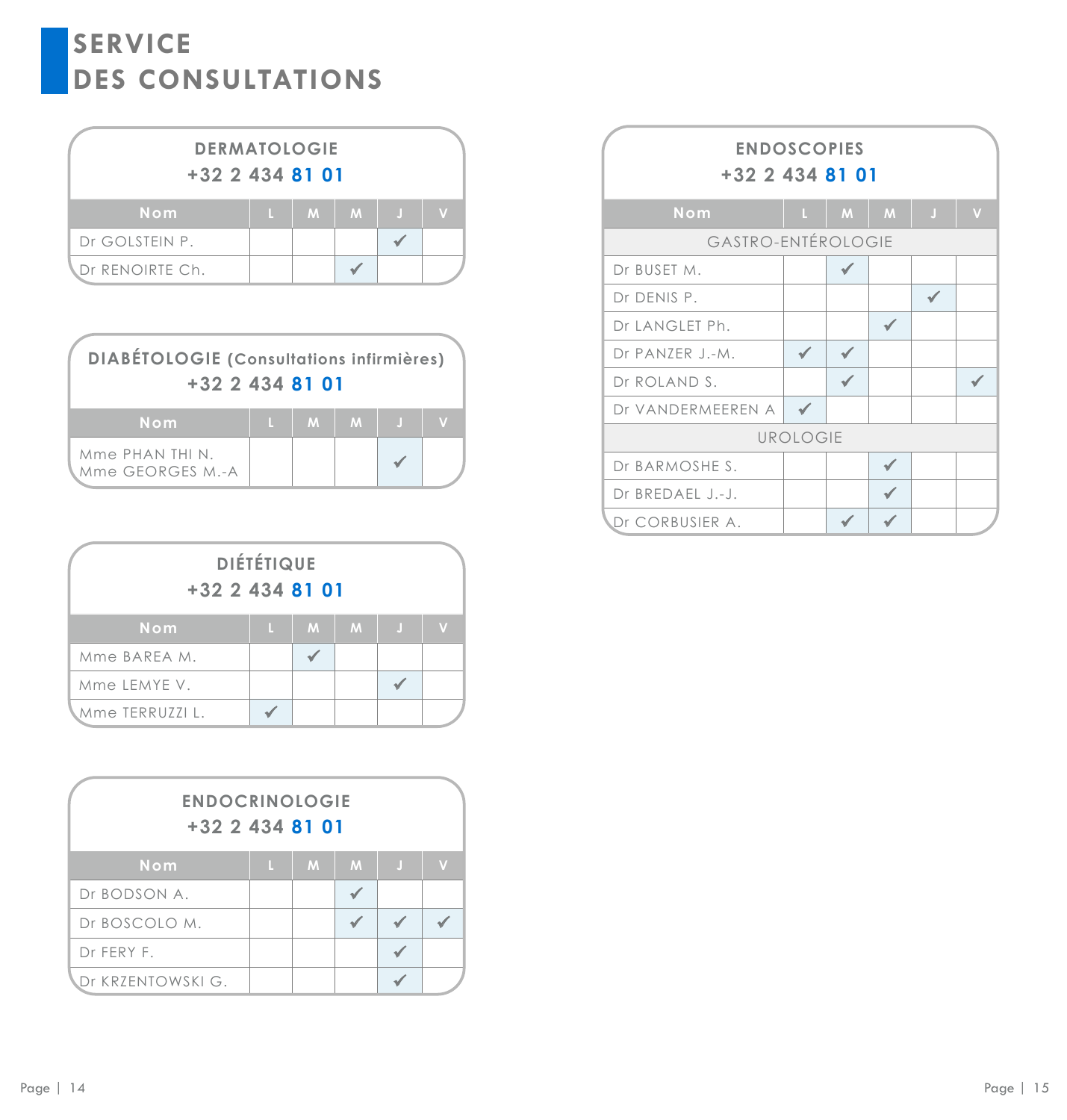# SERVICE DES CONSULTATIONS

## DERMATOLOGIE

+32 2 434 **81 01**

| Nom | L | M | M | J | V |
|---|---|---|---|---|---|
| Dr GOLSTEIN P. | | | | ✓ | |
| Dr RENOIRTE Ch. | | | ✓ | | |

## DIABÉTOLOGIE (Consultations infirmières)

+32 2 434 **81 01**

| Nom | L | M | M | J | V |
|---|---|---|---|---|---|
| Mme PHAN THI N.<br>Mme GEORGES M.-A | | | | ✓ | |

## DIÉTÉTIQUE

+32 2 434 **81 01**

| Nom | L | M | M | J | V |
|---|---|---|---|---|---|
| Mme BAREA M. | | ✓ | | | |
| Mme LEMYE V. | | | | ✓ | |
| Mme TERRUZZI L. | ✓ | | | | |

## ENDOCRINOLOGIE

+32 2 434 **81 01**

| Nom | L | M | M | J | V |
|---|---|---|---|---|---|
| Dr BODSON A. | | | ✓ | | |
| Dr BOSCOLO M. | | | ✓ | ✓ | ✓ |
| Dr FERY F. | | | | ✓ | |
| Dr KRZENTOWSKI G. | | | | ✓ | |

## ENDOSCOPIES

+32 2 434 **81 01**

| Nom | L | M | M | J | V |
|---|---|---|---|---|---|
| GASTRO-ENTÉROLOGIE | | | | | |
| Dr BUSET M. | | ✓ | | | |
| Dr DENIS P. | | | | ✓ | |
| Dr LANGLET Ph. | | | ✓ | | |
| Dr PANZER J.-M. | ✓ | ✓ | | | |
| Dr ROLAND S. | | ✓ | | | ✓ |
| Dr VANDERMEEREN A | ✓ | | | | |
| UROLOGIE | | | | | |
| Dr BARMOSHE S. | | | ✓ | | |
| Dr BREDAEL J.-J. | | | ✓ | | |
| Dr CORBUSIER A. | | ✓ | ✓ | | |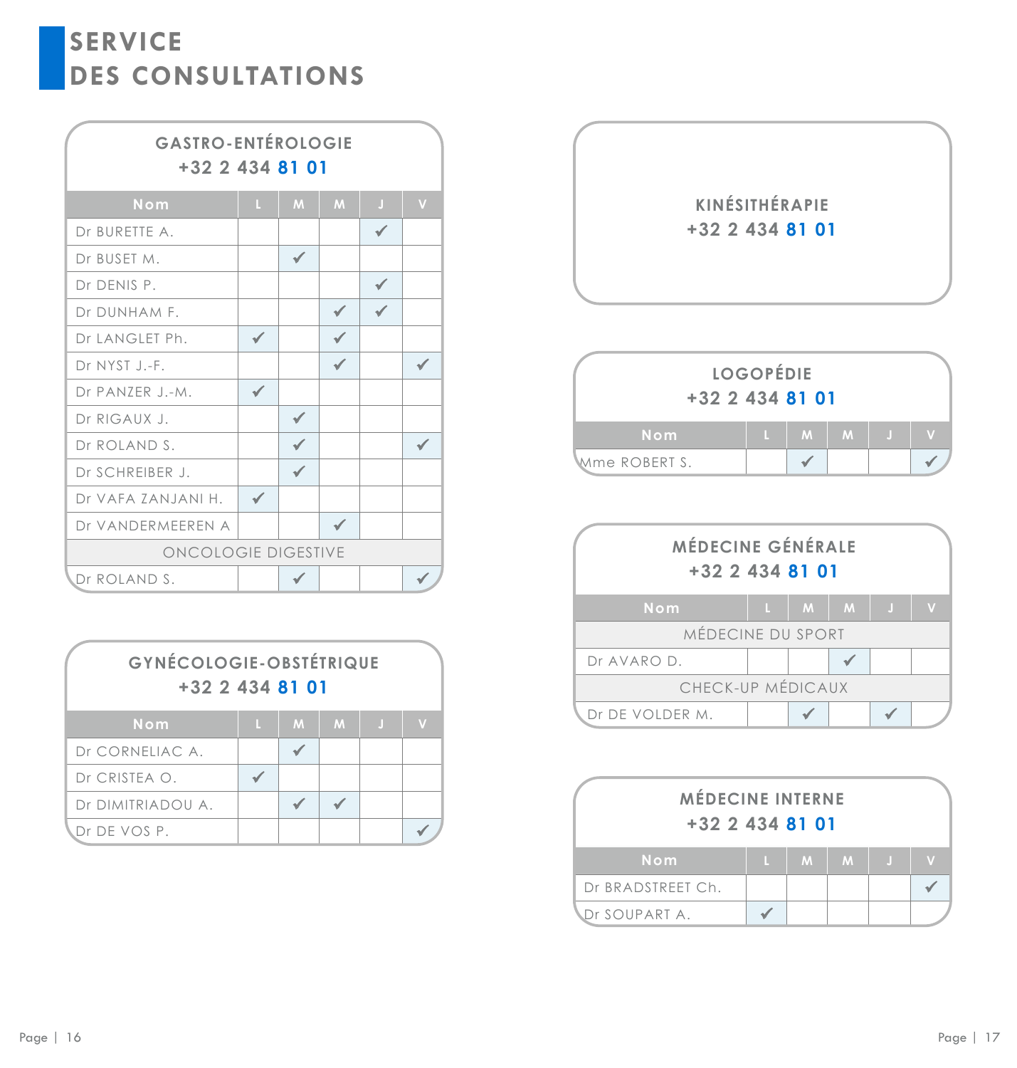# SERVICE DES CONSULTATIONS

## GASTRO-ENTÉROLOGIE
+32 2 434 81 01

| Nom | L | M | M | J | V |
|---|---|---|---|---|---|
| Dr BURETTE A. | | | | ✓ | |
| Dr BUSET M. | | ✓ | | | |
| Dr DENIS P. | | | | ✓ | |
| Dr DUNHAM F. | | | ✓ | ✓ | |
| Dr LANGLET Ph. | ✓ | | ✓ | | |
| Dr NYST J.-F. | | | ✓ | | ✓ |
| Dr PANZER J.-M. | ✓ | | | | |
| Dr RIGAUX J. | | ✓ | | | |
| Dr ROLAND S. | | ✓ | | | ✓ |
| Dr SCHREIBER J. | | ✓ | | | |
| Dr VAFA ZANJANI H. | ✓ | | | | |
| Dr VANDERMEEREN A | | | ✓ | | |
| ONCOLOGIE DIGESTIVE | | | | | |
| Dr ROLAND S. | | ✓ | | | ✓ |

## GYNÉCOLOGIE-OBSTÉTRIQUE
+32 2 434 81 01

| Nom | L | M | M | J | V |
|---|---|---|---|---|---|
| Dr CORNELIAC A. | | ✓ | | | |
| Dr CRISTEA O. | ✓ | | | | |
| Dr DIMITRIADOU A. | | ✓ | ✓ | | |
| Dr DE VOS P. | | | | | ✓ |

## KINÉSITHÉRAPIE
+32 2 434 81 01

## LOGOPÉDIE
+32 2 434 81 01

| Nom | L | M | M | J | V |
|---|---|---|---|---|---|
| Mme ROBERT S. | | ✓ | | | ✓ |

## MÉDECINE GÉNÉRALE
+32 2 434 81 01

| Nom | L | M | M | J | V |
|---|---|---|---|---|---|
| MÉDECINE DU SPORT | | | | | |
| Dr AVARO D. | | | ✓ | | |
| CHECK-UP MÉDICAUX | | | | | |
| Dr DE VOLDER M. | | ✓ | | ✓ | |

## MÉDECINE INTERNE
+32 2 434 81 01

| Nom | L | M | M | J | V |
|---|---|---|---|---|---|
| Dr BRADSTREET Ch. | | | | | ✓ |
| Dr SOUPART A. | ✓ | | | | |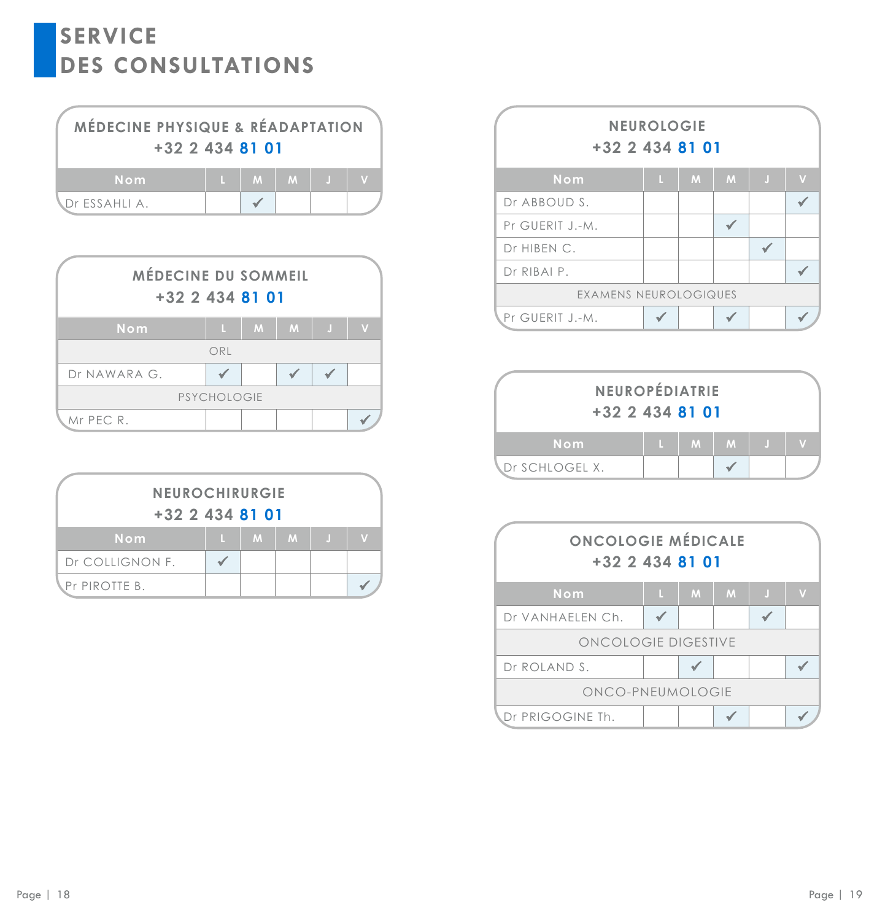# SERVICE DES CONSULTATIONS

## MÉDECINE PHYSIQUE & RÉADAPTATION

+32 2 434 81 01

| Nom | L | M | M | J | V |
|---|---|---|---|---|---|
| Dr ESSAHLI A. | | ✓ | | | |

## MÉDECINE DU SOMMEIL

+32 2 434 81 01

| Nom | L | M | M | J | V |
|---|---|---|---|---|---|
| ORL | | | | | |
| Dr NAWARA G. | ✓ | | ✓ | ✓ | |
| PSYCHOLOGIE | | | | | |
| Mr PEC R. | | | | | ✓ |

## NEUROCHIRURGIE

+32 2 434 81 01

| Nom | L | M | M | J | V |
|---|---|---|---|---|---|
| Dr COLLIGNON F. | ✓ | | | | |
| Pr PIROTTE B. | | | | | ✓ |

## NEUROLOGIE

+32 2 434 81 01

| Nom | L | M | M | J | V |
|---|---|---|---|---|---|
| Dr ABBOUD S. | | | | | ✓ |
| Pr GUERIT J.-M. | | | ✓ | | |
| Dr HIBEN C. | | | | ✓ | |
| Dr RIBAI P. | | | | | ✓ |
| EXAMENS NEUROLOGIQUES | | | | | |
| Pr GUERIT J.-M. | ✓ | | ✓ | | ✓ |

## NEUROPÉDIATRIE

+32 2 434 81 01

| Nom | L | M | M | J | V |
|---|---|---|---|---|---|
| Dr SCHLOGEL X. | | | ✓ | | |

## ONCOLOGIE MÉDICALE

+32 2 434 81 01

| Nom | L | M | M | J | V |
|---|---|---|---|---|---|
| Dr VANHAELEN Ch. | ✓ | | | ✓ | |
| ONCOLOGIE DIGESTIVE | | | | | |
| Dr ROLAND S. | | ✓ | | | ✓ |
| ONCO-PNEUMOLOGIE | | | | | |
| Dr PRIGOGINE Th. | | | ✓ | | ✓ |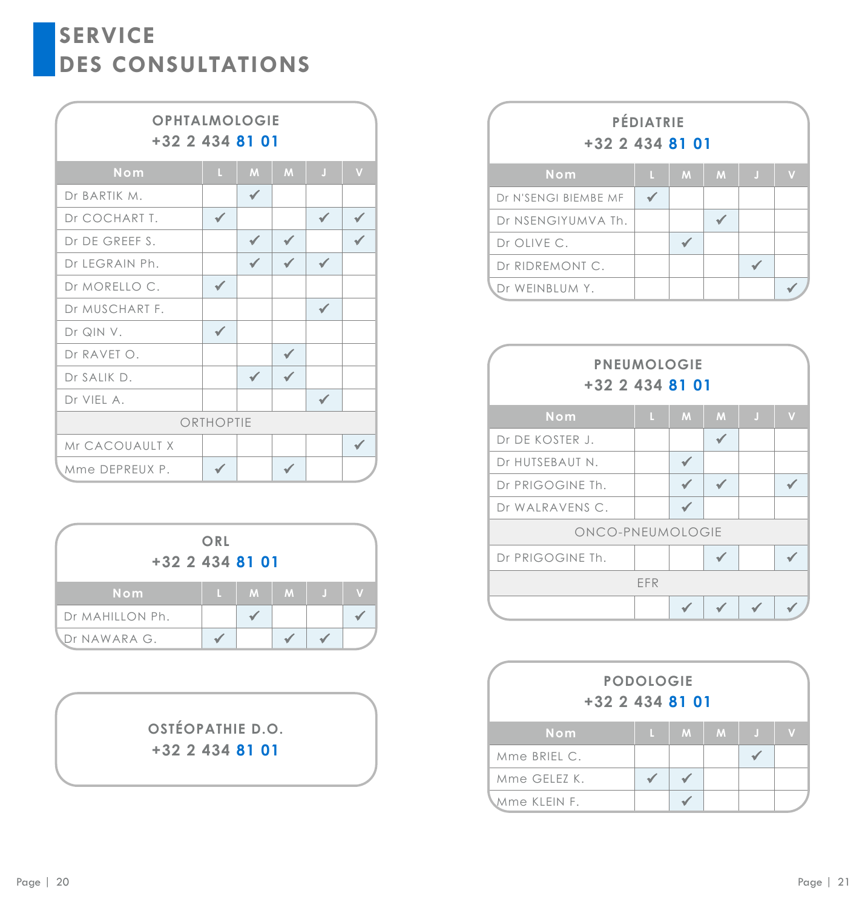# SERVICE DES CONSULTATIONS

## OPHTALMOLOGIE
**+32 2 434 81 01**

| Nom | L | M | M | J | V |
|---|---|---|---|---|---|
| Dr BARTIK M. | | ✓ | | | |
| Dr COCHART T. | ✓ | | | ✓ | ✓ |
| Dr DE GREEF S. | | ✓ | ✓ | | ✓ |
| Dr LEGRAIN Ph. | | ✓ | ✓ | ✓ | |
| Dr MORELLO C. | ✓ | | | | |
| Dr MUSCHART F. | | | | ✓ | |
| Dr QIN V. | ✓ | | | | |
| Dr RAVET O. | | | ✓ | | |
| Dr SALIK D. | | ✓ | ✓ | | |
| Dr VIEL A. | | | | ✓ | |
| ORTHOPTIE | | | | | |
| Mr CACOUAULT X | | | | | ✓ |
| Mme DEPREUX P. | ✓ | | ✓ | | |

## ORL
**+32 2 434 81 01**

| Nom | L | M | M | J | V |
|---|---|---|---|---|---|
| Dr MAHILLON Ph. | | ✓ | | | ✓ |
| Dr NAWARA G. | ✓ | | ✓ | ✓ | |

## OSTÉOPATHIE D.O.
**+32 2 434 81 01**

## PÉDIATRIE
**+32 2 434 81 01**

| Nom | L | M | M | J | V |
|---|---|---|---|---|---|
| Dr N'SENGI BIEMBE MF | ✓ | | | | |
| Dr NSENGIYUMVA Th. | | | ✓ | | |
| Dr OLIVE C. | | ✓ | | | |
| Dr RIDREMONT C. | | | | ✓ | |
| Dr WEINBLUM Y. | | | | | ✓ |

## PNEUMOLOGIE
**+32 2 434 81 01**

| Nom | L | M | M | J | V |
|---|---|---|---|---|---|
| Dr DE KOSTER J. | | | ✓ | | |
| Dr HUTSEBAUT N. | | ✓ | | | |
| Dr PRIGOGINE Th. | | ✓ | ✓ | | ✓ |
| Dr WALRAVENS C. | | ✓ | | | |
| ONCO-PNEUMOLOGIE | | | | | |
| Dr PRIGOGINE Th. | | | ✓ | | ✓ |
| EFR | | | | | |
| | | ✓ | ✓ | ✓ | ✓ |

## PODOLOGIE
**+32 2 434 81 01**

| Nom | L | M | M | J | V |
|---|---|---|---|---|---|
| Mme BRIEL C. | | | | ✓ | |
| Mme GELEZ K. | ✓ | ✓ | | | |
| Mme KLEIN F. | | ✓ | | | |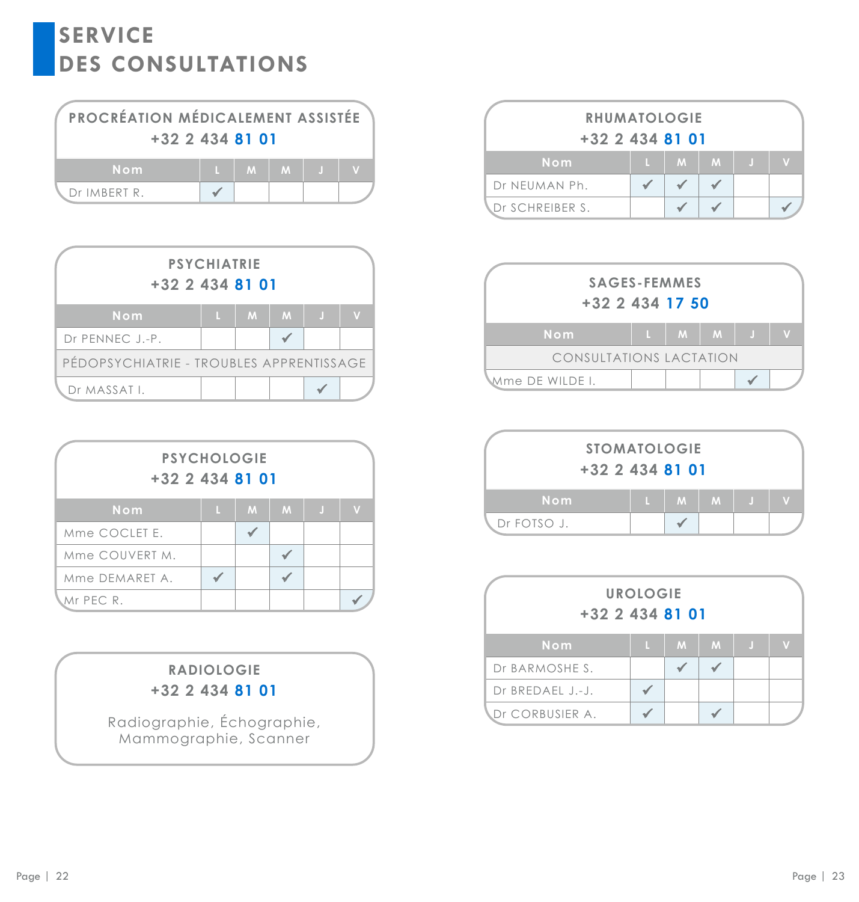# SERVICE DES CONSULTATIONS

## PROCRÉATION MÉDICALEMENT ASSISTÉE

+32 2 434 **81 01**

| Nom | L | M | M | J | V |
|---|---|---|---|---|---|
| Dr IMBERT R. | ✓ | | | | |

## PSYCHIATRIE

+32 2 434 **81 01**

| Nom | L | M | M | J | V |
|---|---|---|---|---|---|
| Dr PENNEC J.-P. | | | ✓ | | |
| PÉDOPSYCHIATRIE - TROUBLES APPRENTISSAGE | | | | | |
| Dr MASSAT I. | | | | ✓ | |

## PSYCHOLOGIE

+32 2 434 **81 01**

| Nom | L | M | M | J | V |
|---|---|---|---|---|---|
| Mme COCLET E. | | ✓ | | | |
| Mme COUVERT M. | | | ✓ | | |
| Mme DEMARET A. | ✓ | | ✓ | | |
| Mr PEC R. | | | | | ✓ |

## RADIOLOGIE

+32 2 434 **81 01**

Radiographie, Échographie, Mammographie, Scanner

## RHUMATOLOGIE

+32 2 434 **81 01**

| Nom | L | M | M | J | V |
|---|---|---|---|---|---|
| Dr NEUMAN Ph. | ✓ | ✓ | ✓ | | |
| Dr SCHREIBER S. | | ✓ | ✓ | | ✓ |

## SAGES-FEMMES

+32 2 434 **17 50**

| Nom | L | M | M | J | V |
|---|---|---|---|---|---|
| CONSULTATIONS LACTATION | | | | | |
| Mme DE WILDE I. | | | | ✓ | |

## STOMATOLOGIE

+32 2 434 **81 01**

| Nom | L | M | M | J | V |
|---|---|---|---|---|---|
| Dr FOTSO J. | | ✓ | | | |

## UROLOGIE

+32 2 434 **81 01**

| Nom | L | M | M | J | V |
|---|---|---|---|---|---|
| Dr BARMOSHE S. | | ✓ | ✓ | | |
| Dr BREDAEL J.-J. | ✓ | | | | |
| Dr CORBUSIER A. | ✓ | | ✓ | | |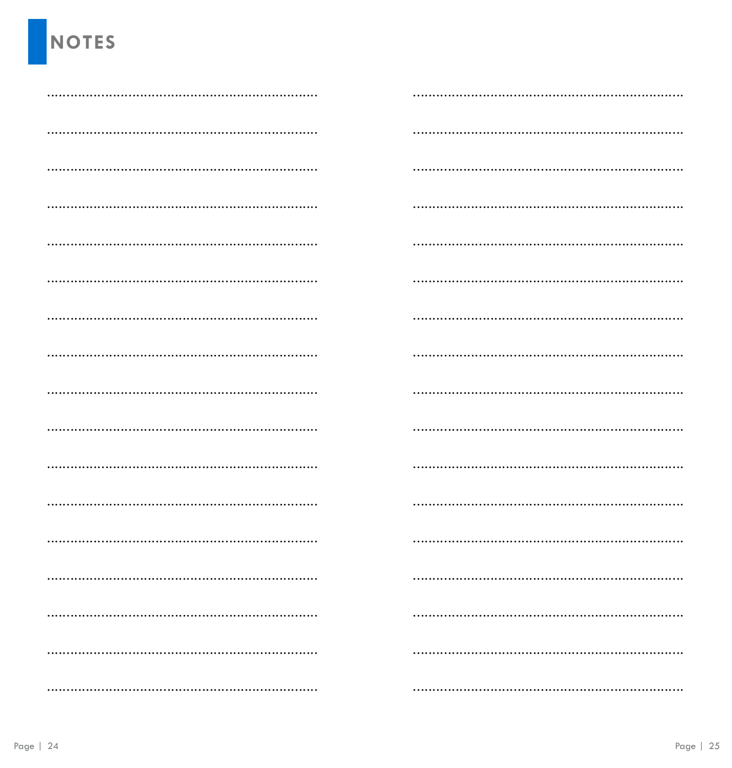# NOTES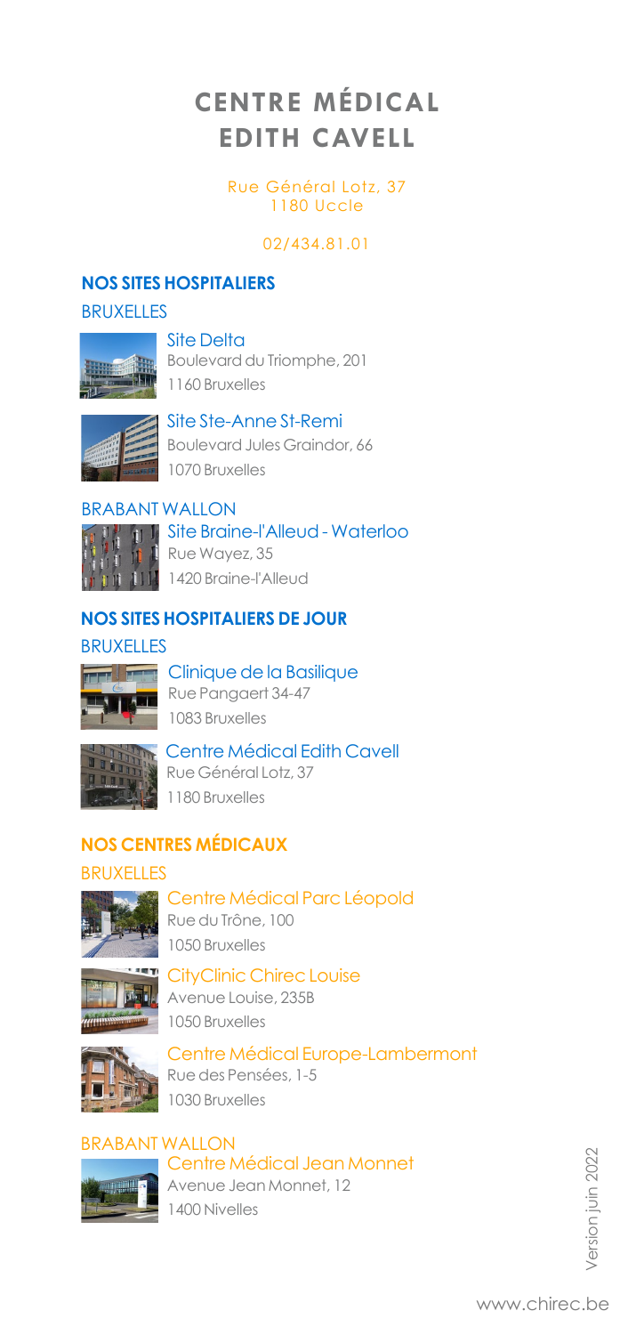# CENTRE MÉDICAL EDITH CAVELL

Rue Général Lotz, 37
1180 Uccle

02/434.81.01

## NOS SITES HOSPITALIERS

### BRUXELLES

Site Delta
Boulevard du Triomphe, 201
1160 Bruxelles

Site Ste-Anne St-Remi
Boulevard Jules Graindor, 66
1070 Bruxelles

### BRABANT WALLON

Site Braine-l'Alleud - Waterloo
Rue Wayez, 35
1420 Braine-l'Alleud

## NOS SITES HOSPITALIERS DE JOUR

### BRUXELLES

Clinique de la Basilique
Rue Pangaert 34-47
1083 Bruxelles

Centre Médical Edith Cavell
Rue Général Lotz, 37
1180 Bruxelles

## NOS CENTRES MÉDICAUX

### BRUXELLES

Centre Médical Parc Léopold
Rue du Trône, 100
1050 Bruxelles

CityClinic Chirec Louise
Avenue Louise, 235B
1050 Bruxelles

Centre Médical Europe-Lambermont
Rue des Pensées, 1-5
1030 Bruxelles

### BRABANT WALLON

Centre Médical Jean Monnet
Avenue Jean Monnet, 12
1400 Nivelles

Version juin 2022

www.chirec.be